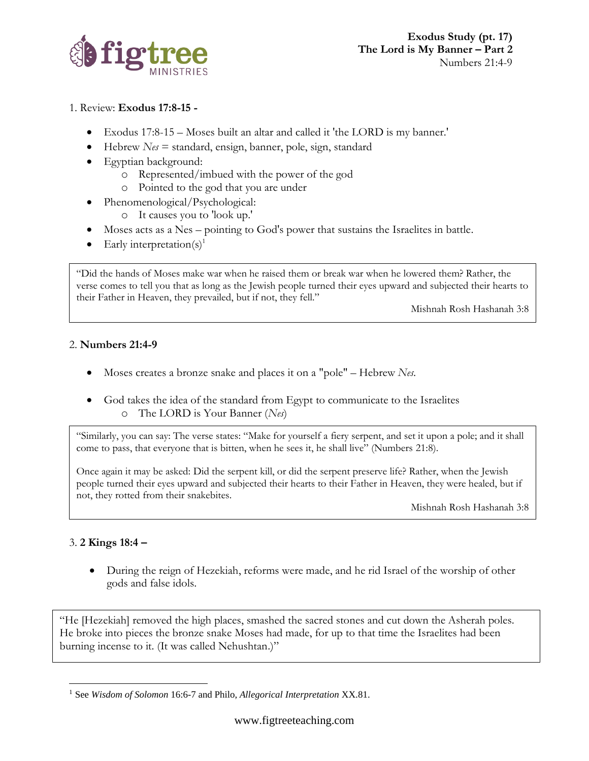**Exodus Study (pt. 17)**
**The Lord is My Banner – Part 2**
Numbers 21:4-9

1. Review: **Exodus 17:8-15 -**

- Exodus 17:8-15 – Moses built an altar and called it 'the LORD is my banner.'
- Hebrew *Nes* = standard, ensign, banner, pole, sign, standard
- Egyptian background:
  - Represented/imbued with the power of the god
  - Pointed to the god that you are under
- Phenomenological/Psychological:
  - It causes you to 'look up.'
- Moses acts as a Nes – pointing to God's power that sustains the Israelites in battle.
- Early interpretation(s)[1]

> "Did the hands of Moses make war when he raised them or break war when he lowered them? Rather, the verse comes to tell you that as long as the Jewish people turned their eyes upward and subjected their hearts to their Father in Heaven, they prevailed, but if not, they fell."
>
> Mishnah Rosh Hashanah 3:8

2. **Numbers 21:4-9**

- Moses creates a bronze snake and places it on a "pole" – Hebrew *Nes.*
- God takes the idea of the standard from Egypt to communicate to the Israelites
  - The LORD is Your Banner (*Nes*)

> "Similarly, you can say: The verse states: "Make for yourself a fiery serpent, and set it upon a pole; and it shall come to pass, that everyone that is bitten, when he sees it, he shall live" (Numbers 21:8).
>
> Once again it may be asked: Did the serpent kill, or did the serpent preserve life? Rather, when the Jewish people turned their eyes upward and subjected their hearts to their Father in Heaven, they were healed, but if not, they rotted from their snakebites.
>
> Mishnah Rosh Hashanah 3:8

3. **2 Kings 18:4 –**

- During the reign of Hezekiah, reforms were made, and he rid Israel of the worship of other gods and false idols.

> "He [Hezekiah] removed the high places, smashed the sacred stones and cut down the Asherah poles. He broke into pieces the bronze snake Moses had made, for up to that time the Israelites had been burning incense to it. (It was called Nehushtan.)"

[1] See *Wisdom of Solomon* 16:6-7 and Philo, *Allegorical Interpretation* XX.81.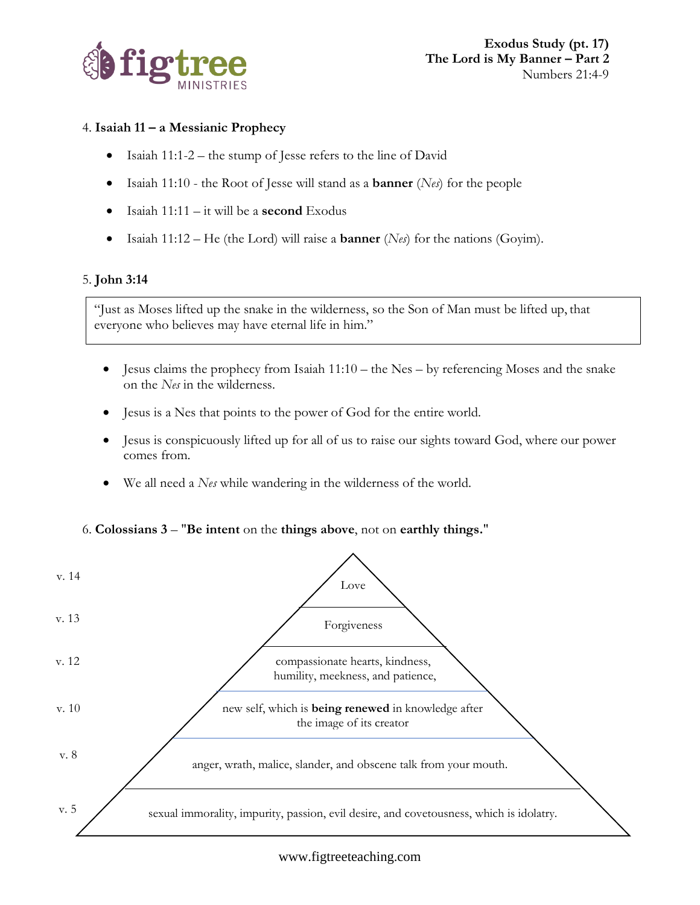4. **Isaiah 11 – a Messianic Prophecy**

- Isaiah 11:1-2 – the stump of Jesse refers to the line of David
- Isaiah 11:10 - the Root of Jesse will stand as a **banner** (*Nes*) for the people
- Isaiah 11:11 – it will be a **second** Exodus
- Isaiah 11:12 – He (the Lord) will raise a **banner** (*Nes*) for the nations (Goyim).

5. **John 3:14**

> "Just as Moses lifted up the snake in the wilderness, so the Son of Man must be lifted up, that everyone who believes may have eternal life in him."

- Jesus claims the prophecy from Isaiah 11:10 – the Nes – by referencing Moses and the snake on the *Nes* in the wilderness.
- Jesus is a Nes that points to the power of God for the entire world.
- Jesus is conspicuously lifted up for all of us to raise our sights toward God, where our power comes from.
- We all need a *Nes* while wandering in the wilderness of the world.

6. **Colossians 3** – "**Be intent** on the **things above**, not on **earthly things.**"

v. 14 — Love

v. 13 — Forgiveness

v. 12 — compassionate hearts, kindness, humility, meekness, and patience,

v. 10 — new self, which is **being renewed** in knowledge after the image of its creator

v. 8 — anger, wrath, malice, slander, and obscene talk from your mouth.

v. 5 — sexual immorality, impurity, passion, evil desire, and covetousness, which is idolatry.